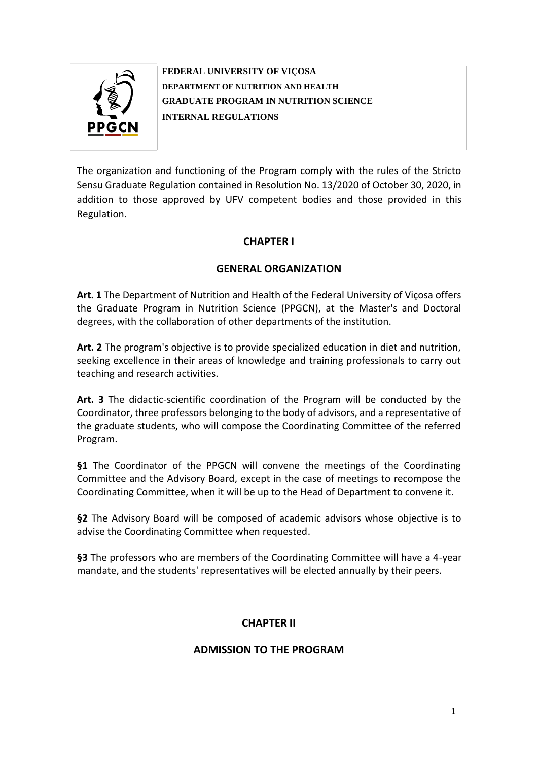**FEDERAL UNIVERSITY OF VIÇOSA**
**DEPARTMENT OF NUTRITION AND HEALTH**
**GRADUATE PROGRAM IN NUTRITION SCIENCE**
**INTERNAL REGULATIONS**

The organization and functioning of the Program comply with the rules of the Stricto Sensu Graduate Regulation contained in Resolution No. 13/2020 of October 30, 2020, in addition to those approved by UFV competent bodies and those provided in this Regulation.

## CHAPTER I

## GENERAL ORGANIZATION

**Art. 1** The Department of Nutrition and Health of the Federal University of Viçosa offers the Graduate Program in Nutrition Science (PPGCN), at the Master's and Doctoral degrees, with the collaboration of other departments of the institution.

**Art. 2** The program's objective is to provide specialized education in diet and nutrition, seeking excellence in their areas of knowledge and training professionals to carry out teaching and research activities.

**Art. 3** The didactic-scientific coordination of the Program will be conducted by the Coordinator, three professors belonging to the body of advisors, and a representative of the graduate students, who will compose the Coordinating Committee of the referred Program.

**§1** The Coordinator of the PPGCN will convene the meetings of the Coordinating Committee and the Advisory Board, except in the case of meetings to recompose the Coordinating Committee, when it will be up to the Head of Department to convene it.

**§2** The Advisory Board will be composed of academic advisors whose objective is to advise the Coordinating Committee when requested.

**§3** The professors who are members of the Coordinating Committee will have a 4-year mandate, and the students' representatives will be elected annually by their peers.

## CHAPTER II

## ADMISSION TO THE PROGRAM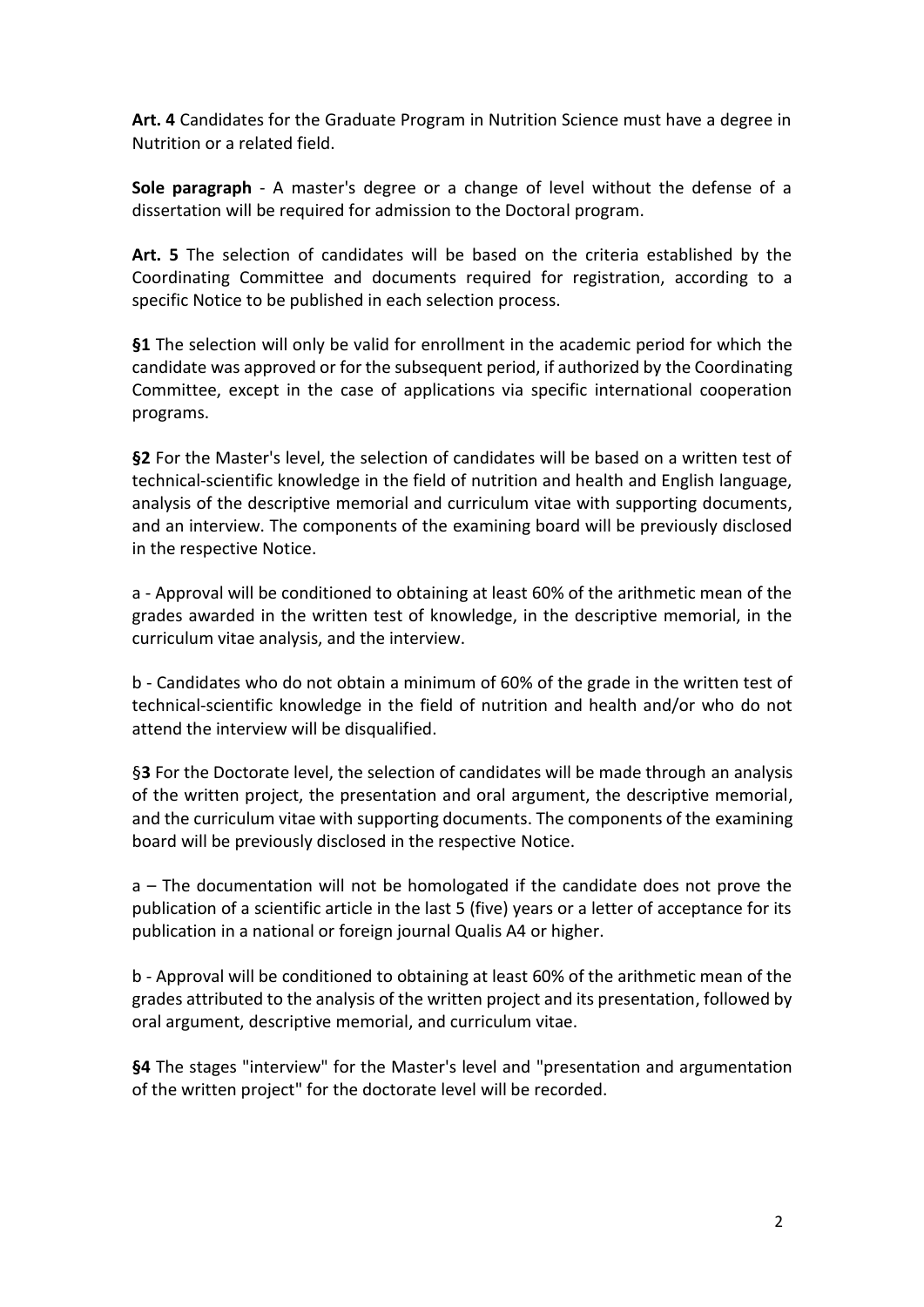**Art. 4** Candidates for the Graduate Program in Nutrition Science must have a degree in Nutrition or a related field.

**Sole paragraph** - A master's degree or a change of level without the defense of a dissertation will be required for admission to the Doctoral program.

**Art. 5** The selection of candidates will be based on the criteria established by the Coordinating Committee and documents required for registration, according to a specific Notice to be published in each selection process.

**§1** The selection will only be valid for enrollment in the academic period for which the candidate was approved or for the subsequent period, if authorized by the Coordinating Committee, except in the case of applications via specific international cooperation programs.

**§2** For the Master's level, the selection of candidates will be based on a written test of technical-scientific knowledge in the field of nutrition and health and English language, analysis of the descriptive memorial and curriculum vitae with supporting documents, and an interview. The components of the examining board will be previously disclosed in the respective Notice.

a - Approval will be conditioned to obtaining at least 60% of the arithmetic mean of the grades awarded in the written test of knowledge, in the descriptive memorial, in the curriculum vitae analysis, and the interview.

b - Candidates who do not obtain a minimum of 60% of the grade in the written test of technical-scientific knowledge in the field of nutrition and health and/or who do not attend the interview will be disqualified.

§**3** For the Doctorate level, the selection of candidates will be made through an analysis of the written project, the presentation and oral argument, the descriptive memorial, and the curriculum vitae with supporting documents. The components of the examining board will be previously disclosed in the respective Notice.

a – The documentation will not be homologated if the candidate does not prove the publication of a scientific article in the last 5 (five) years or a letter of acceptance for its publication in a national or foreign journal Qualis A4 or higher.

b - Approval will be conditioned to obtaining at least 60% of the arithmetic mean of the grades attributed to the analysis of the written project and its presentation, followed by oral argument, descriptive memorial, and curriculum vitae.

**§4** The stages "interview" for the Master's level and "presentation and argumentation of the written project" for the doctorate level will be recorded.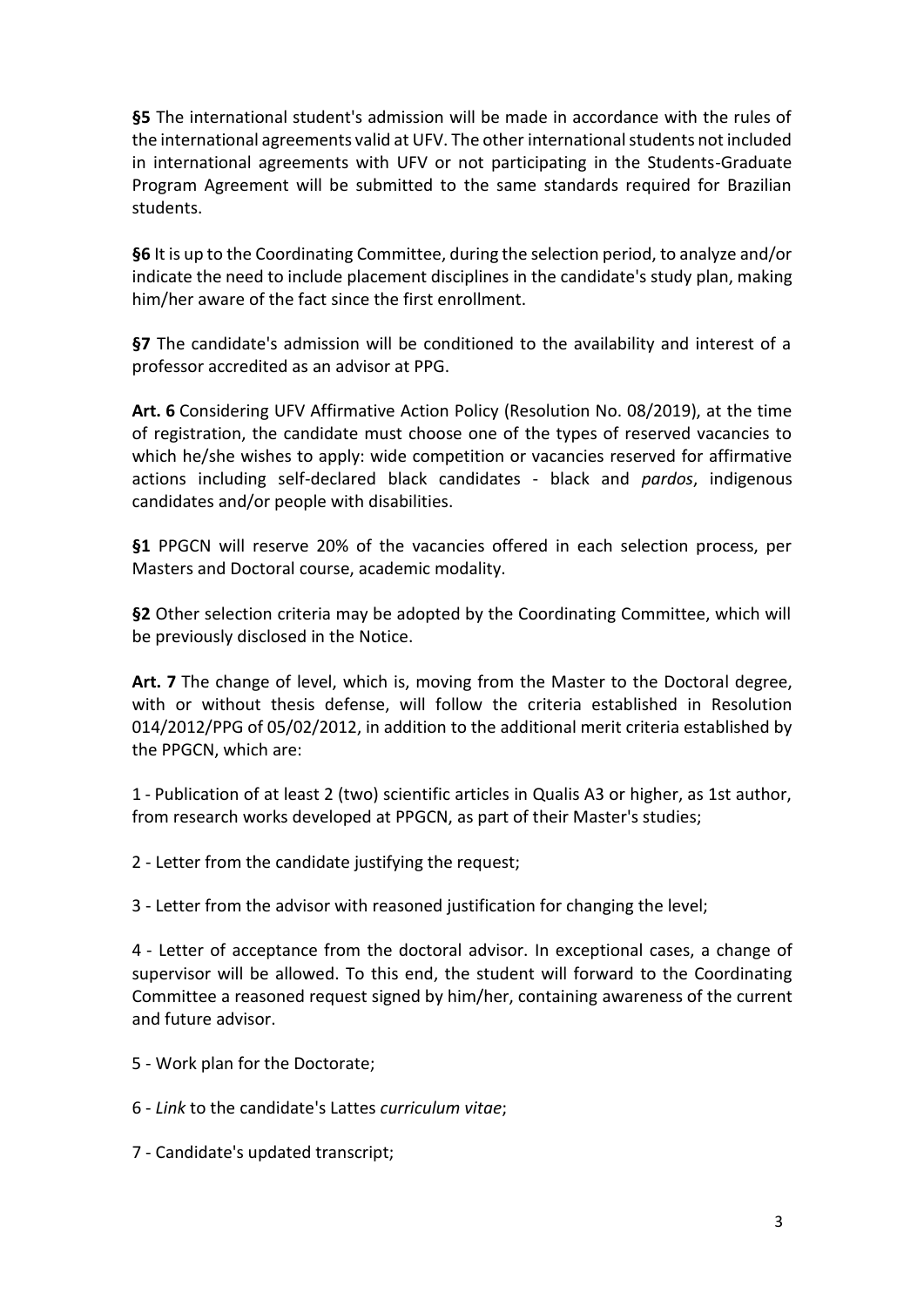**§5** The international student's admission will be made in accordance with the rules of the international agreements valid at UFV. The other international students not included in international agreements with UFV or not participating in the Students-Graduate Program Agreement will be submitted to the same standards required for Brazilian students.

**§6** It is up to the Coordinating Committee, during the selection period, to analyze and/or indicate the need to include placement disciplines in the candidate's study plan, making him/her aware of the fact since the first enrollment.

**§7** The candidate's admission will be conditioned to the availability and interest of a professor accredited as an advisor at PPG.

**Art. 6** Considering UFV Affirmative Action Policy (Resolution No. 08/2019), at the time of registration, the candidate must choose one of the types of reserved vacancies to which he/she wishes to apply: wide competition or vacancies reserved for affirmative actions including self-declared black candidates - black and *pardos*, indigenous candidates and/or people with disabilities.

**§1** PPGCN will reserve 20% of the vacancies offered in each selection process, per Masters and Doctoral course, academic modality.

**§2** Other selection criteria may be adopted by the Coordinating Committee, which will be previously disclosed in the Notice.

**Art. 7** The change of level, which is, moving from the Master to the Doctoral degree, with or without thesis defense, will follow the criteria established in Resolution 014/2012/PPG of 05/02/2012, in addition to the additional merit criteria established by the PPGCN, which are:

1 - Publication of at least 2 (two) scientific articles in Qualis A3 or higher, as 1st author, from research works developed at PPGCN, as part of their Master's studies;

2 - Letter from the candidate justifying the request;

3 - Letter from the advisor with reasoned justification for changing the level;

4 - Letter of acceptance from the doctoral advisor. In exceptional cases, a change of supervisor will be allowed. To this end, the student will forward to the Coordinating Committee a reasoned request signed by him/her, containing awareness of the current and future advisor.

5 - Work plan for the Doctorate;

6 - *Link* to the candidate's Lattes *curriculum vitae*;

7 - Candidate's updated transcript;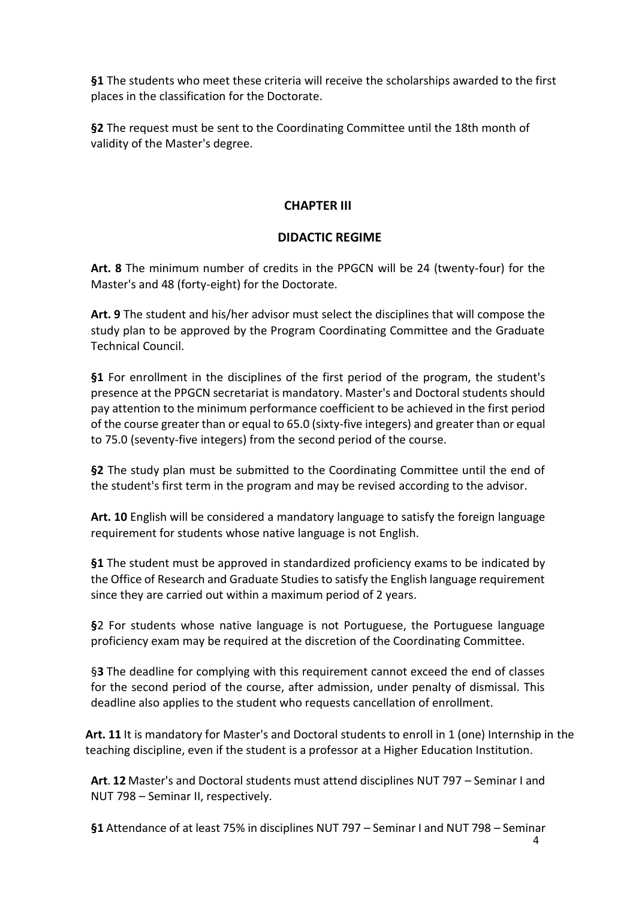**§1** The students who meet these criteria will receive the scholarships awarded to the first places in the classification for the Doctorate.

**§2** The request must be sent to the Coordinating Committee until the 18th month of validity of the Master's degree.

## CHAPTER III

## DIDACTIC REGIME

**Art. 8** The minimum number of credits in the PPGCN will be 24 (twenty-four) for the Master's and 48 (forty-eight) for the Doctorate.

**Art. 9** The student and his/her advisor must select the disciplines that will compose the study plan to be approved by the Program Coordinating Committee and the Graduate Technical Council.

**§1** For enrollment in the disciplines of the first period of the program, the student's presence at the PPGCN secretariat is mandatory. Master's and Doctoral students should pay attention to the minimum performance coefficient to be achieved in the first period of the course greater than or equal to 65.0 (sixty-five integers) and greater than or equal to 75.0 (seventy-five integers) from the second period of the course.

**§2** The study plan must be submitted to the Coordinating Committee until the end of the student's first term in the program and may be revised according to the advisor.

**Art. 10** English will be considered a mandatory language to satisfy the foreign language requirement for students whose native language is not English.

**§1** The student must be approved in standardized proficiency exams to be indicated by the Office of Research and Graduate Studies to satisfy the English language requirement since they are carried out within a maximum period of 2 years.

**§**2 For students whose native language is not Portuguese, the Portuguese language proficiency exam may be required at the discretion of the Coordinating Committee.

§**3** The deadline for complying with this requirement cannot exceed the end of classes for the second period of the course, after admission, under penalty of dismissal. This deadline also applies to the student who requests cancellation of enrollment.

**Art. 11** It is mandatory for Master's and Doctoral students to enroll in 1 (one) Internship in the teaching discipline, even if the student is a professor at a Higher Education Institution.

**Art**. **12** Master's and Doctoral students must attend disciplines NUT 797 – Seminar I and NUT 798 – Seminar II, respectively.

**§1** Attendance of at least 75% in disciplines NUT 797 – Seminar I and NUT 798 – Seminar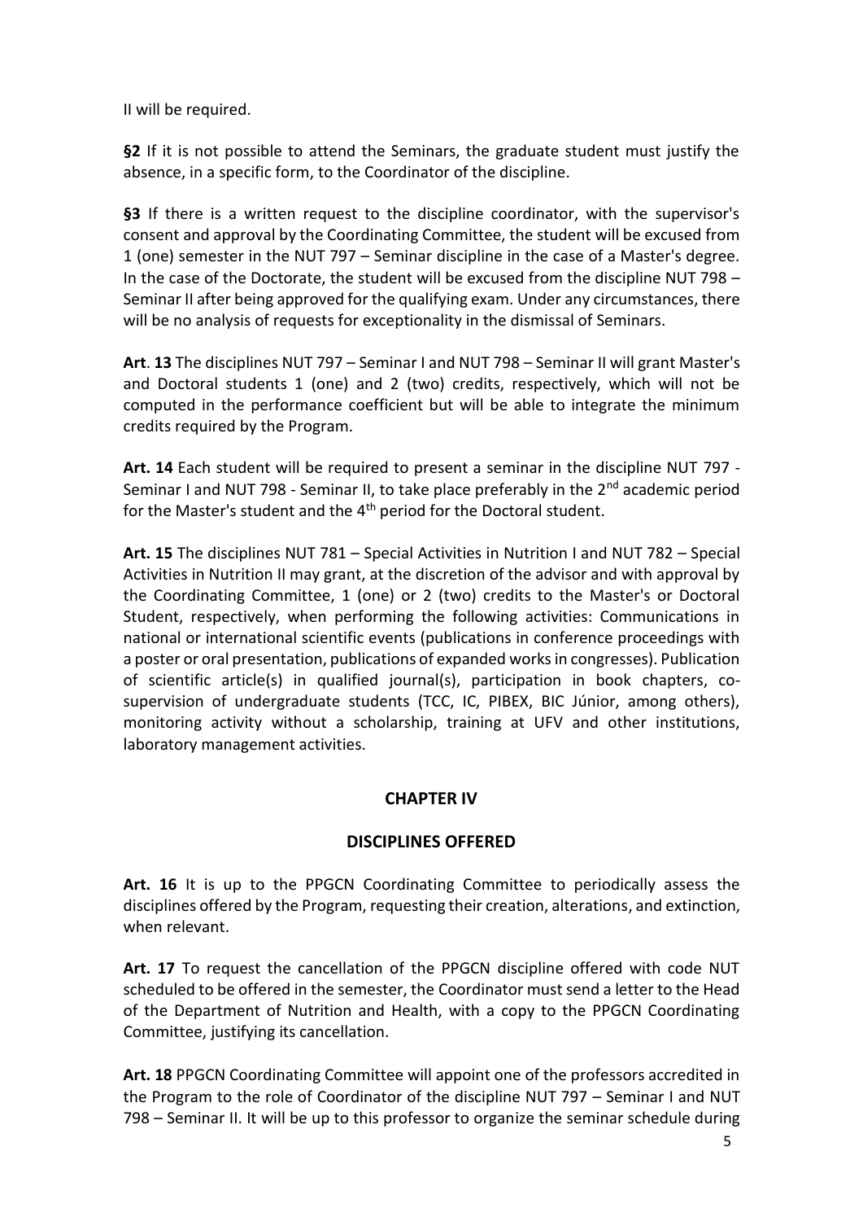II will be required.

**§2** If it is not possible to attend the Seminars, the graduate student must justify the absence, in a specific form, to the Coordinator of the discipline.

**§3** If there is a written request to the discipline coordinator, with the supervisor's consent and approval by the Coordinating Committee, the student will be excused from 1 (one) semester in the NUT 797 – Seminar discipline in the case of a Master's degree. In the case of the Doctorate, the student will be excused from the discipline NUT 798 – Seminar II after being approved for the qualifying exam. Under any circumstances, there will be no analysis of requests for exceptionality in the dismissal of Seminars.

**Art**. **13** The disciplines NUT 797 – Seminar I and NUT 798 – Seminar II will grant Master's and Doctoral students 1 (one) and 2 (two) credits, respectively, which will not be computed in the performance coefficient but will be able to integrate the minimum credits required by the Program.

**Art. 14** Each student will be required to present a seminar in the discipline NUT 797 - Seminar I and NUT 798 - Seminar II, to take place preferably in the 2nd academic period for the Master's student and the 4th period for the Doctoral student.

**Art. 15** The disciplines NUT 781 – Special Activities in Nutrition I and NUT 782 – Special Activities in Nutrition II may grant, at the discretion of the advisor and with approval by the Coordinating Committee, 1 (one) or 2 (two) credits to the Master's or Doctoral Student, respectively, when performing the following activities: Communications in national or international scientific events (publications in conference proceedings with a poster or oral presentation, publications of expanded works in congresses). Publication of scientific article(s) in qualified journal(s), participation in book chapters, co-supervision of undergraduate students (TCC, IC, PIBEX, BIC Júnior, among others), monitoring activity without a scholarship, training at UFV and other institutions, laboratory management activities.

## CHAPTER IV

## DISCIPLINES OFFERED

**Art. 16** It is up to the PPGCN Coordinating Committee to periodically assess the disciplines offered by the Program, requesting their creation, alterations, and extinction, when relevant.

**Art. 17** To request the cancellation of the PPGCN discipline offered with code NUT scheduled to be offered in the semester, the Coordinator must send a letter to the Head of the Department of Nutrition and Health, with a copy to the PPGCN Coordinating Committee, justifying its cancellation.

**Art. 18** PPGCN Coordinating Committee will appoint one of the professors accredited in the Program to the role of Coordinator of the discipline NUT 797 – Seminar I and NUT 798 – Seminar II. It will be up to this professor to organize the seminar schedule during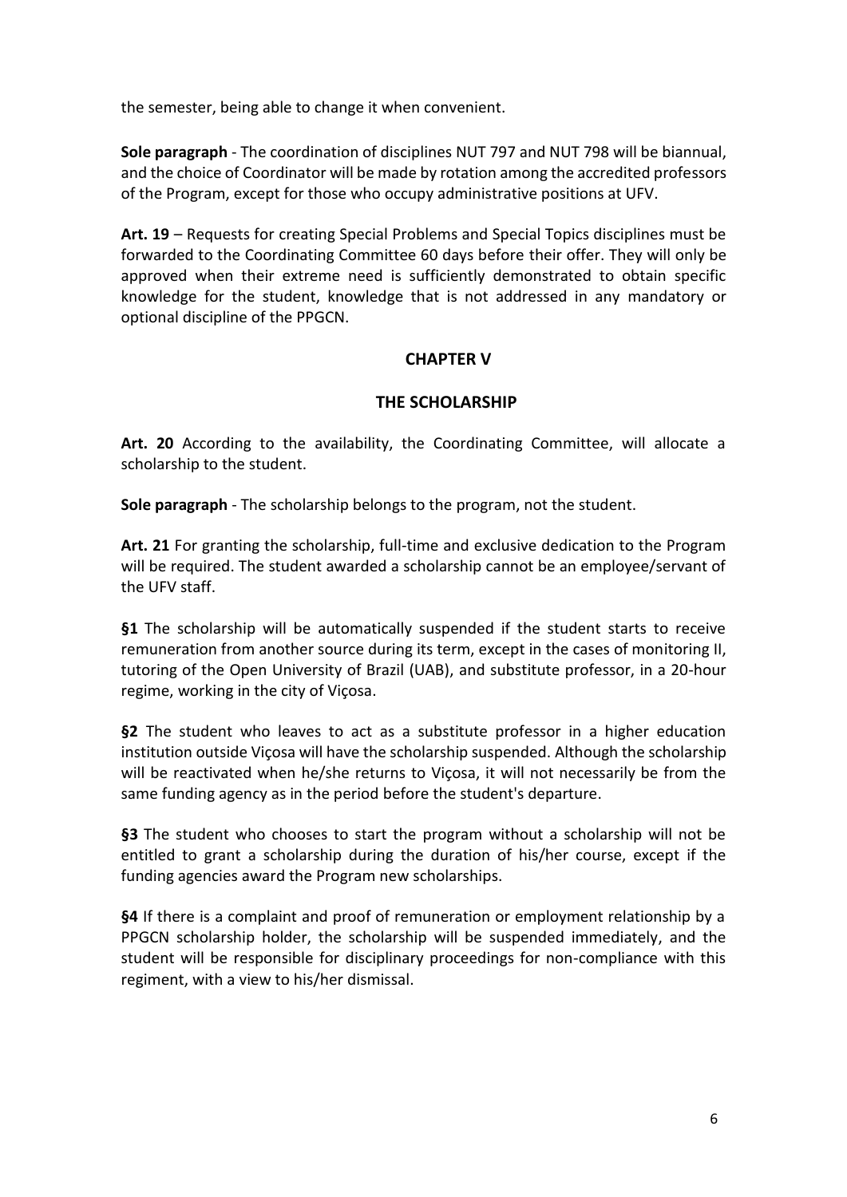the semester, being able to change it when convenient.

**Sole paragraph** - The coordination of disciplines NUT 797 and NUT 798 will be biannual, and the choice of Coordinator will be made by rotation among the accredited professors of the Program, except for those who occupy administrative positions at UFV.

**Art. 19** – Requests for creating Special Problems and Special Topics disciplines must be forwarded to the Coordinating Committee 60 days before their offer. They will only be approved when their extreme need is sufficiently demonstrated to obtain specific knowledge for the student, knowledge that is not addressed in any mandatory or optional discipline of the PPGCN.

## CHAPTER V

## THE SCHOLARSHIP

**Art. 20** According to the availability, the Coordinating Committee, will allocate a scholarship to the student.

**Sole paragraph** - The scholarship belongs to the program, not the student.

**Art. 21** For granting the scholarship, full-time and exclusive dedication to the Program will be required. The student awarded a scholarship cannot be an employee/servant of the UFV staff.

**§1** The scholarship will be automatically suspended if the student starts to receive remuneration from another source during its term, except in the cases of monitoring II, tutoring of the Open University of Brazil (UAB), and substitute professor, in a 20-hour regime, working in the city of Viçosa.

**§2** The student who leaves to act as a substitute professor in a higher education institution outside Viçosa will have the scholarship suspended. Although the scholarship will be reactivated when he/she returns to Viçosa, it will not necessarily be from the same funding agency as in the period before the student's departure.

**§3** The student who chooses to start the program without a scholarship will not be entitled to grant a scholarship during the duration of his/her course, except if the funding agencies award the Program new scholarships.

**§4** If there is a complaint and proof of remuneration or employment relationship by a PPGCN scholarship holder, the scholarship will be suspended immediately, and the student will be responsible for disciplinary proceedings for non-compliance with this regiment, with a view to his/her dismissal.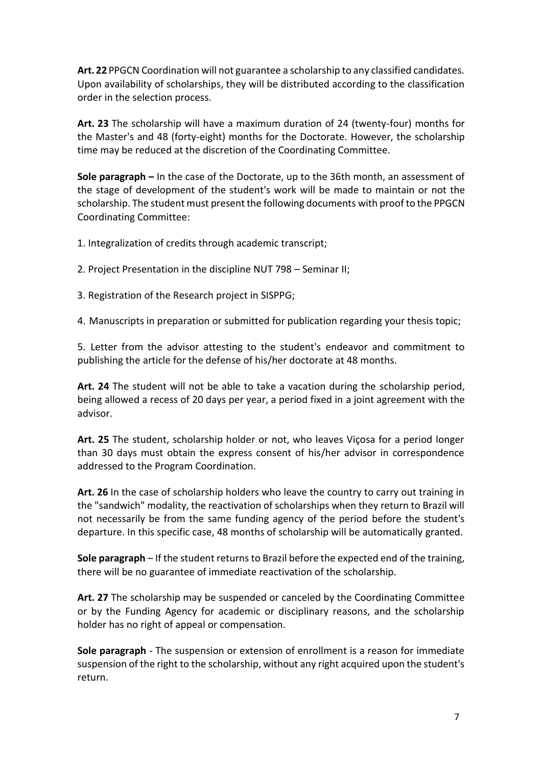**Art. 22** PPGCN Coordination will not guarantee a scholarship to any classified candidates. Upon availability of scholarships, they will be distributed according to the classification order in the selection process.

**Art. 23** The scholarship will have a maximum duration of 24 (twenty-four) months for the Master's and 48 (forty-eight) months for the Doctorate. However, the scholarship time may be reduced at the discretion of the Coordinating Committee.

**Sole paragraph –** In the case of the Doctorate, up to the 36th month, an assessment of the stage of development of the student's work will be made to maintain or not the scholarship. The student must present the following documents with proof to the PPGCN Coordinating Committee:

1. Integralization of credits through academic transcript;

2. Project Presentation in the discipline NUT 798 – Seminar II;

3. Registration of the Research project in SISPPG;

4. Manuscripts in preparation or submitted for publication regarding your thesis topic;

5. Letter from the advisor attesting to the student's endeavor and commitment to publishing the article for the defense of his/her doctorate at 48 months.

**Art. 24** The student will not be able to take a vacation during the scholarship period, being allowed a recess of 20 days per year, a period fixed in a joint agreement with the advisor.

**Art. 25** The student, scholarship holder or not, who leaves Viçosa for a period longer than 30 days must obtain the express consent of his/her advisor in correspondence addressed to the Program Coordination.

**Art. 26** In the case of scholarship holders who leave the country to carry out training in the "sandwich" modality, the reactivation of scholarships when they return to Brazil will not necessarily be from the same funding agency of the period before the student's departure. In this specific case, 48 months of scholarship will be automatically granted.

**Sole paragraph** – If the student returns to Brazil before the expected end of the training, there will be no guarantee of immediate reactivation of the scholarship.

**Art. 27** The scholarship may be suspended or canceled by the Coordinating Committee or by the Funding Agency for academic or disciplinary reasons, and the scholarship holder has no right of appeal or compensation.

**Sole paragraph** - The suspension or extension of enrollment is a reason for immediate suspension of the right to the scholarship, without any right acquired upon the student's return.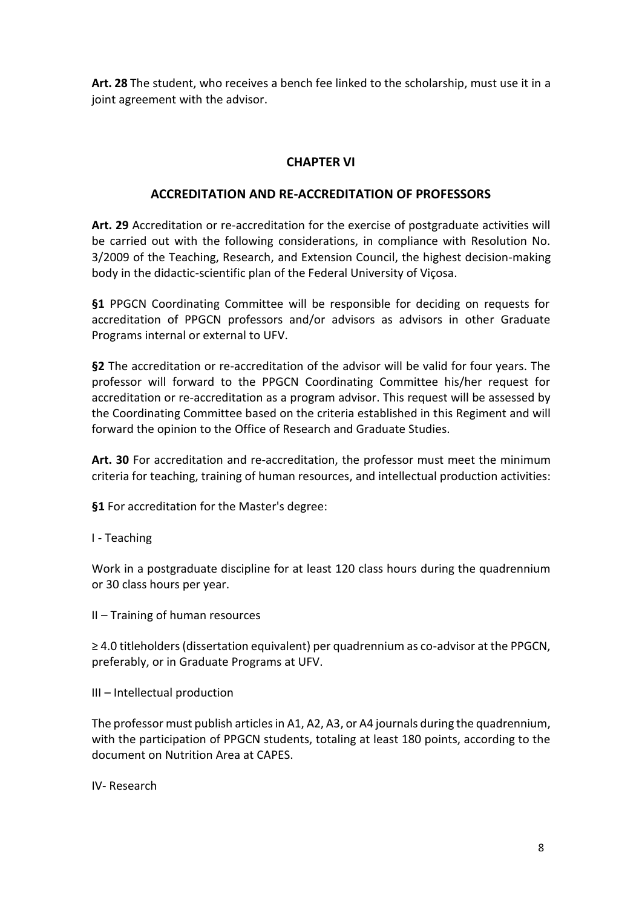**Art. 28** The student, who receives a bench fee linked to the scholarship, must use it in a joint agreement with the advisor.

## CHAPTER VI

## ACCREDITATION AND RE-ACCREDITATION OF PROFESSORS

**Art. 29** Accreditation or re-accreditation for the exercise of postgraduate activities will be carried out with the following considerations, in compliance with Resolution No. 3/2009 of the Teaching, Research, and Extension Council, the highest decision-making body in the didactic-scientific plan of the Federal University of Viçosa.

**§1** PPGCN Coordinating Committee will be responsible for deciding on requests for accreditation of PPGCN professors and/or advisors as advisors in other Graduate Programs internal or external to UFV.

**§2** The accreditation or re-accreditation of the advisor will be valid for four years. The professor will forward to the PPGCN Coordinating Committee his/her request for accreditation or re-accreditation as a program advisor. This request will be assessed by the Coordinating Committee based on the criteria established in this Regiment and will forward the opinion to the Office of Research and Graduate Studies.

**Art. 30** For accreditation and re-accreditation, the professor must meet the minimum criteria for teaching, training of human resources, and intellectual production activities:

**§1** For accreditation for the Master's degree:

I - Teaching

Work in a postgraduate discipline for at least 120 class hours during the quadrennium or 30 class hours per year.

II – Training of human resources

≥ 4.0 titleholders (dissertation equivalent) per quadrennium as co-advisor at the PPGCN, preferably, or in Graduate Programs at UFV.

III – Intellectual production

The professor must publish articles in A1, A2, A3, or A4 journals during the quadrennium, with the participation of PPGCN students, totaling at least 180 points, according to the document on Nutrition Area at CAPES.

IV- Research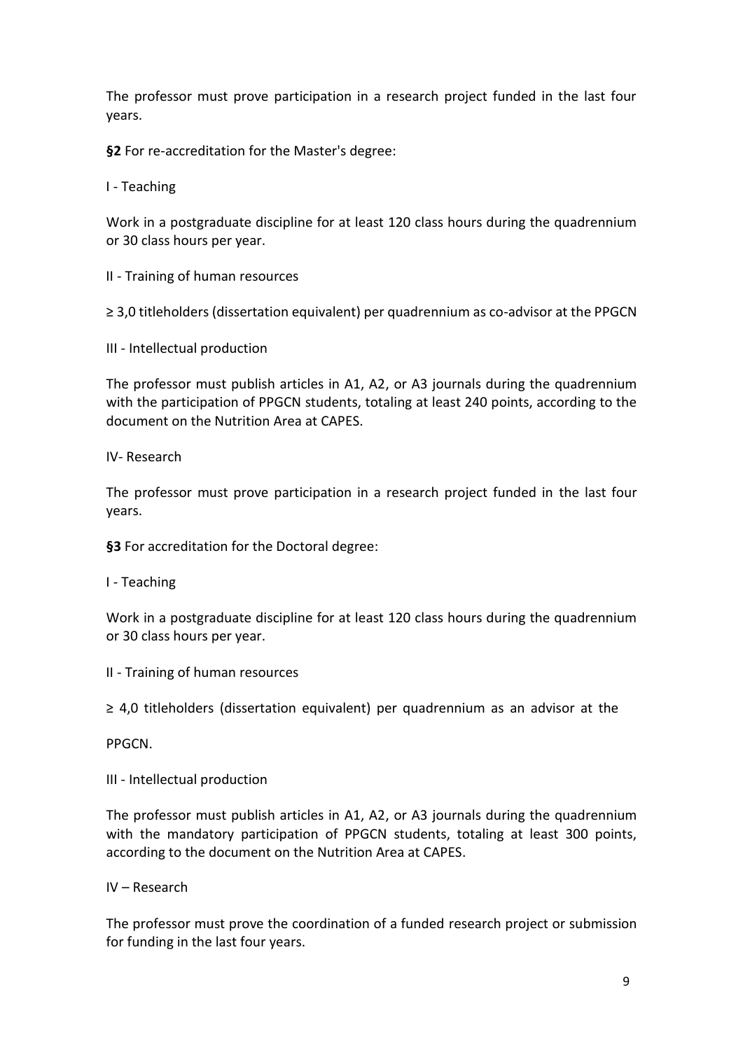The professor must prove participation in a research project funded in the last four years.

**§2** For re-accreditation for the Master's degree:

I - Teaching

Work in a postgraduate discipline for at least 120 class hours during the quadrennium or 30 class hours per year.

II - Training of human resources

≥ 3,0 titleholders (dissertation equivalent) per quadrennium as co-advisor at the PPGCN

III - Intellectual production

The professor must publish articles in A1, A2, or A3 journals during the quadrennium with the participation of PPGCN students, totaling at least 240 points, according to the document on the Nutrition Area at CAPES.

IV- Research

The professor must prove participation in a research project funded in the last four years.

**§3** For accreditation for the Doctoral degree:

I - Teaching

Work in a postgraduate discipline for at least 120 class hours during the quadrennium or 30 class hours per year.

II - Training of human resources

≥ 4,0 titleholders (dissertation equivalent) per quadrennium as an advisor at the PPGCN.

III - Intellectual production

The professor must publish articles in A1, A2, or A3 journals during the quadrennium with the mandatory participation of PPGCN students, totaling at least 300 points, according to the document on the Nutrition Area at CAPES.

IV – Research

The professor must prove the coordination of a funded research project or submission for funding in the last four years.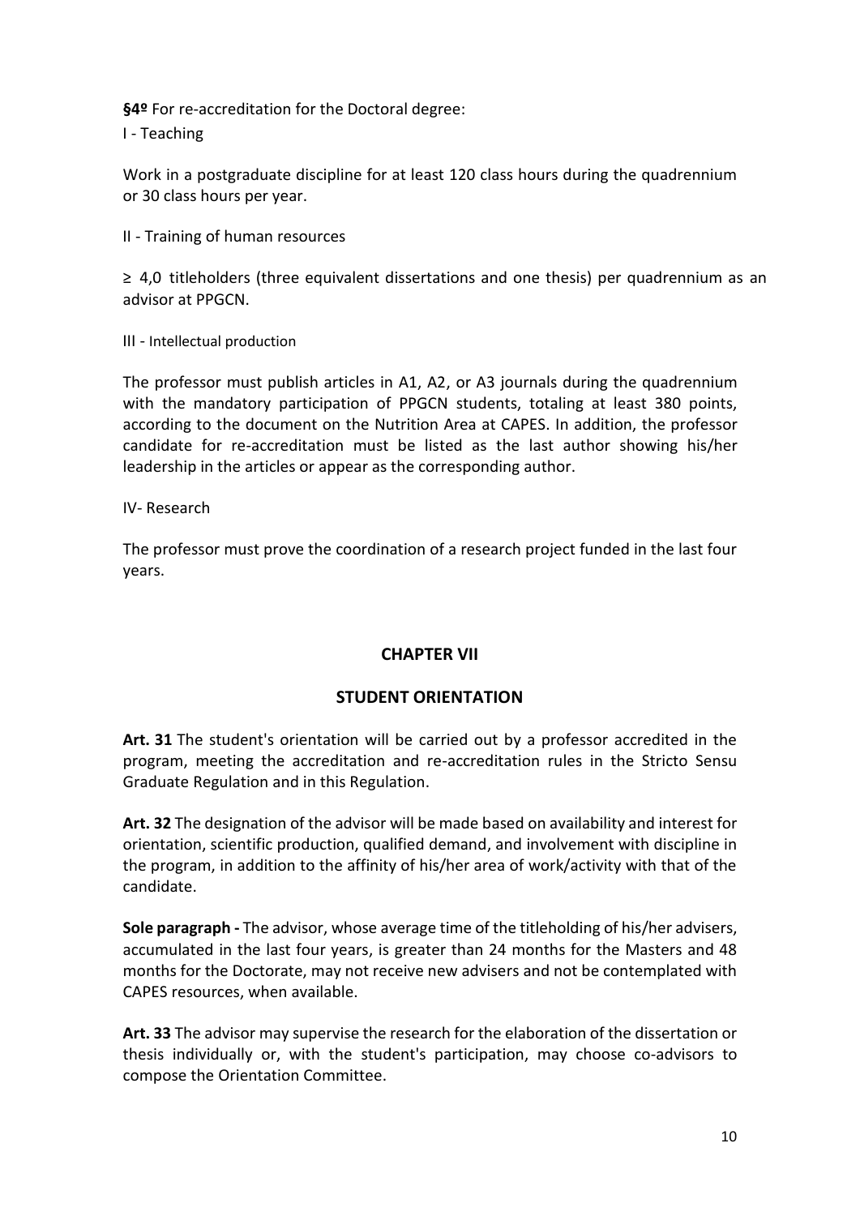**§4º** For re-accreditation for the Doctoral degree:

I - Teaching

Work in a postgraduate discipline for at least 120 class hours during the quadrennium or 30 class hours per year.

II - Training of human resources

≥ 4,0 titleholders (three equivalent dissertations and one thesis) per quadrennium as an advisor at PPGCN.

III - Intellectual production

The professor must publish articles in A1, A2, or A3 journals during the quadrennium with the mandatory participation of PPGCN students, totaling at least 380 points, according to the document on the Nutrition Area at CAPES. In addition, the professor candidate for re-accreditation must be listed as the last author showing his/her leadership in the articles or appear as the corresponding author.

IV- Research

The professor must prove the coordination of a research project funded in the last four years.

## CHAPTER VII

## STUDENT ORIENTATION

**Art. 31** The student's orientation will be carried out by a professor accredited in the program, meeting the accreditation and re-accreditation rules in the Stricto Sensu Graduate Regulation and in this Regulation.

**Art. 32** The designation of the advisor will be made based on availability and interest for orientation, scientific production, qualified demand, and involvement with discipline in the program, in addition to the affinity of his/her area of work/activity with that of the candidate.

**Sole paragraph -** The advisor, whose average time of the titleholding of his/her advisers, accumulated in the last four years, is greater than 24 months for the Masters and 48 months for the Doctorate, may not receive new advisers and not be contemplated with CAPES resources, when available.

**Art. 33** The advisor may supervise the research for the elaboration of the dissertation or thesis individually or, with the student's participation, may choose co-advisors to compose the Orientation Committee.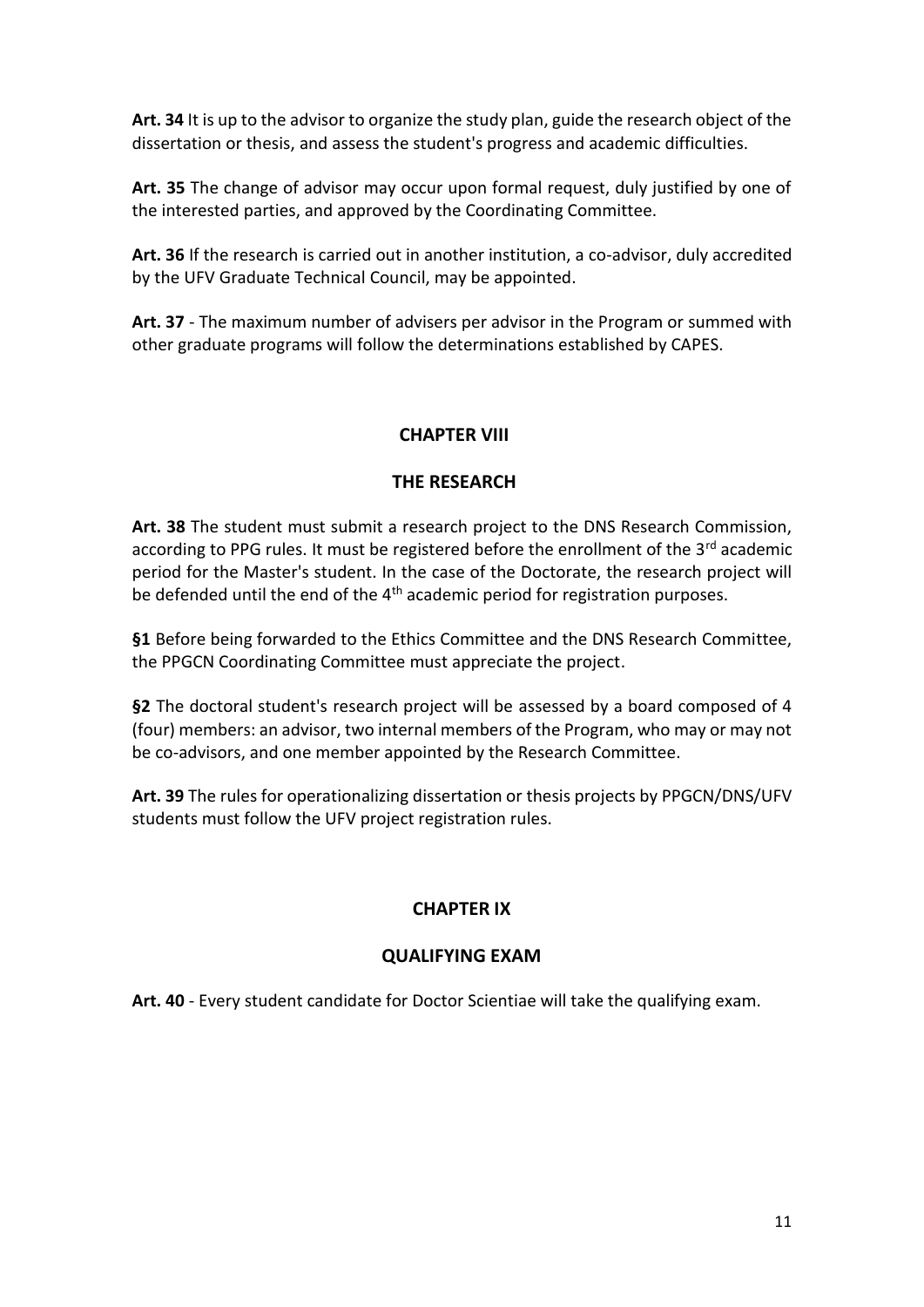**Art. 34** It is up to the advisor to organize the study plan, guide the research object of the dissertation or thesis, and assess the student's progress and academic difficulties.

**Art. 35** The change of advisor may occur upon formal request, duly justified by one of the interested parties, and approved by the Coordinating Committee.

**Art. 36** If the research is carried out in another institution, a co-advisor, duly accredited by the UFV Graduate Technical Council, may be appointed.

**Art. 37** - The maximum number of advisers per advisor in the Program or summed with other graduate programs will follow the determinations established by CAPES.

## CHAPTER VIII

## THE RESEARCH

**Art. 38** The student must submit a research project to the DNS Research Commission, according to PPG rules. It must be registered before the enrollment of the 3rd academic period for the Master's student. In the case of the Doctorate, the research project will be defended until the end of the 4th academic period for registration purposes.

**§1** Before being forwarded to the Ethics Committee and the DNS Research Committee, the PPGCN Coordinating Committee must appreciate the project.

**§2** The doctoral student's research project will be assessed by a board composed of 4 (four) members: an advisor, two internal members of the Program, who may or may not be co-advisors, and one member appointed by the Research Committee.

**Art. 39** The rules for operationalizing dissertation or thesis projects by PPGCN/DNS/UFV students must follow the UFV project registration rules.

## CHAPTER IX

## QUALIFYING EXAM

**Art. 40** - Every student candidate for Doctor Scientiae will take the qualifying exam.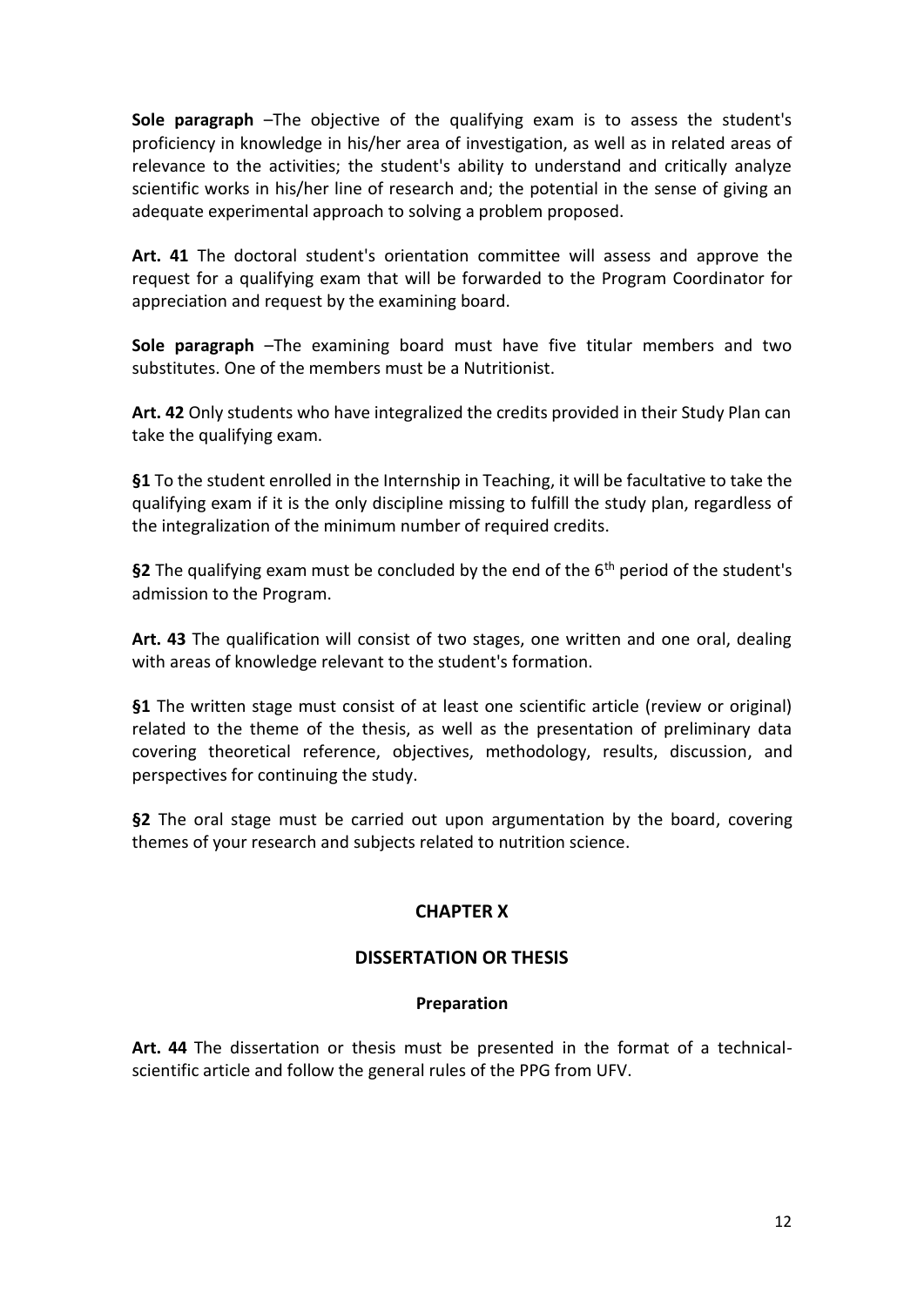**Sole paragraph** –The objective of the qualifying exam is to assess the student's proficiency in knowledge in his/her area of investigation, as well as in related areas of relevance to the activities; the student's ability to understand and critically analyze scientific works in his/her line of research and; the potential in the sense of giving an adequate experimental approach to solving a problem proposed.

**Art. 41** The doctoral student's orientation committee will assess and approve the request for a qualifying exam that will be forwarded to the Program Coordinator for appreciation and request by the examining board.

**Sole paragraph** –The examining board must have five titular members and two substitutes. One of the members must be a Nutritionist.

**Art. 42** Only students who have integralized the credits provided in their Study Plan can take the qualifying exam.

**§1** To the student enrolled in the Internship in Teaching, it will be facultative to take the qualifying exam if it is the only discipline missing to fulfill the study plan, regardless of the integralization of the minimum number of required credits.

**§2** The qualifying exam must be concluded by the end of the 6th period of the student's admission to the Program.

**Art. 43** The qualification will consist of two stages, one written and one oral, dealing with areas of knowledge relevant to the student's formation.

**§1** The written stage must consist of at least one scientific article (review or original) related to the theme of the thesis, as well as the presentation of preliminary data covering theoretical reference, objectives, methodology, results, discussion, and perspectives for continuing the study.

**§2** The oral stage must be carried out upon argumentation by the board, covering themes of your research and subjects related to nutrition science.

## CHAPTER X

## DISSERTATION OR THESIS

### Preparation

**Art. 44** The dissertation or thesis must be presented in the format of a technical-scientific article and follow the general rules of the PPG from UFV.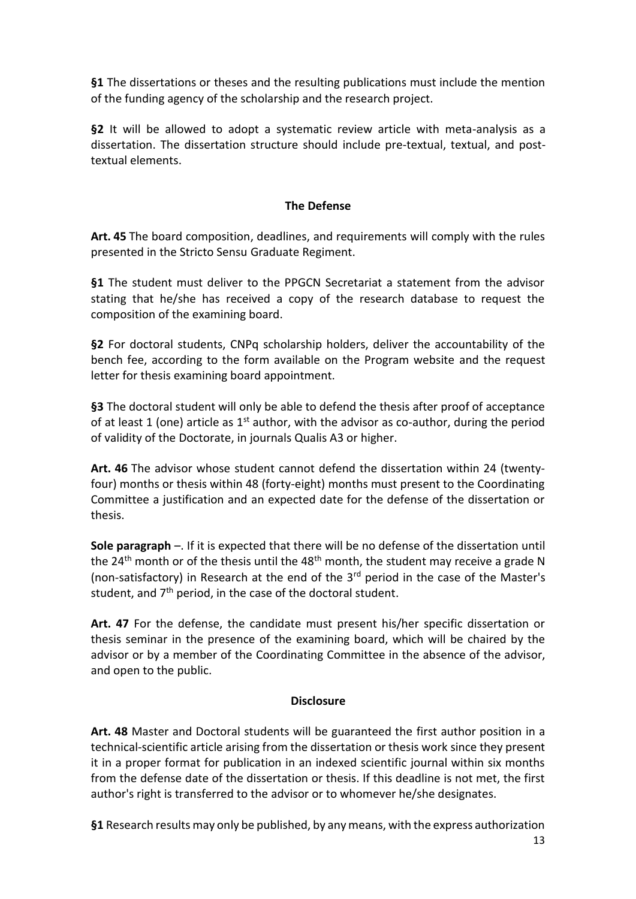**§1** The dissertations or theses and the resulting publications must include the mention of the funding agency of the scholarship and the research project.

**§2** It will be allowed to adopt a systematic review article with meta-analysis as a dissertation. The dissertation structure should include pre-textual, textual, and post-textual elements.

### The Defense

**Art. 45** The board composition, deadlines, and requirements will comply with the rules presented in the Stricto Sensu Graduate Regiment.

**§1** The student must deliver to the PPGCN Secretariat a statement from the advisor stating that he/she has received a copy of the research database to request the composition of the examining board.

**§2** For doctoral students, CNPq scholarship holders, deliver the accountability of the bench fee, according to the form available on the Program website and the request letter for thesis examining board appointment.

**§3** The doctoral student will only be able to defend the thesis after proof of acceptance of at least 1 (one) article as 1st author, with the advisor as co-author, during the period of validity of the Doctorate, in journals Qualis A3 or higher.

**Art. 46** The advisor whose student cannot defend the dissertation within 24 (twenty-four) months or thesis within 48 (forty-eight) months must present to the Coordinating Committee a justification and an expected date for the defense of the dissertation or thesis.

**Sole paragraph** –. If it is expected that there will be no defense of the dissertation until the 24th month or of the thesis until the 48th month, the student may receive a grade N (non-satisfactory) in Research at the end of the 3rd period in the case of the Master's student, and 7th period, in the case of the doctoral student.

**Art. 47** For the defense, the candidate must present his/her specific dissertation or thesis seminar in the presence of the examining board, which will be chaired by the advisor or by a member of the Coordinating Committee in the absence of the advisor, and open to the public.

### Disclosure

**Art. 48** Master and Doctoral students will be guaranteed the first author position in a technical-scientific article arising from the dissertation or thesis work since they present it in a proper format for publication in an indexed scientific journal within six months from the defense date of the dissertation or thesis. If this deadline is not met, the first author's right is transferred to the advisor or to whomever he/she designates.

**§1** Research results may only be published, by any means, with the express authorization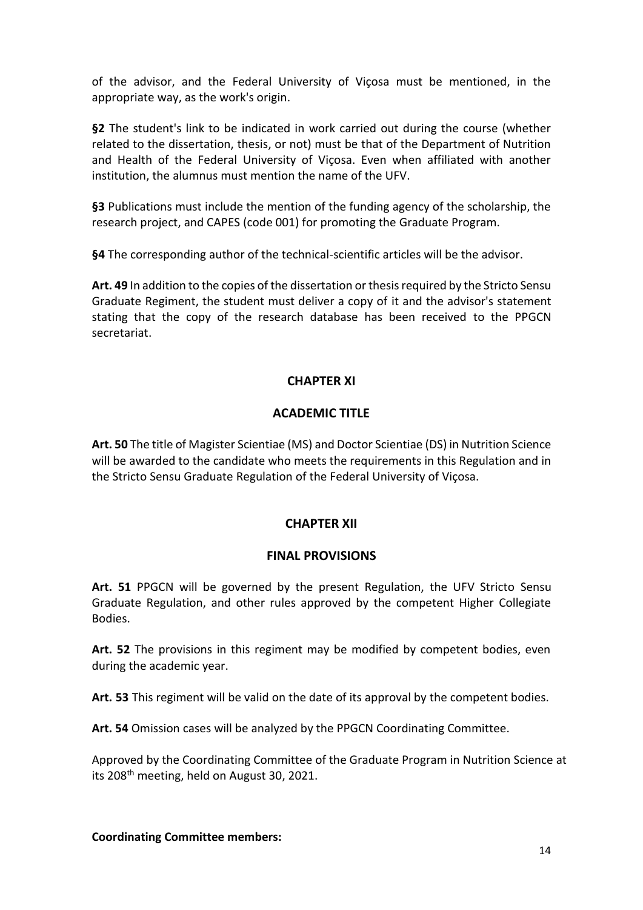of the advisor, and the Federal University of Viçosa must be mentioned, in the appropriate way, as the work's origin.

**§2** The student's link to be indicated in work carried out during the course (whether related to the dissertation, thesis, or not) must be that of the Department of Nutrition and Health of the Federal University of Viçosa. Even when affiliated with another institution, the alumnus must mention the name of the UFV.

**§3** Publications must include the mention of the funding agency of the scholarship, the research project, and CAPES (code 001) for promoting the Graduate Program.

**§4** The corresponding author of the technical-scientific articles will be the advisor.

**Art. 49** In addition to the copies of the dissertation or thesis required by the Stricto Sensu Graduate Regiment, the student must deliver a copy of it and the advisor's statement stating that the copy of the research database has been received to the PPGCN secretariat.

## CHAPTER XI

## ACADEMIC TITLE

**Art. 50** The title of Magister Scientiae (MS) and Doctor Scientiae (DS) in Nutrition Science will be awarded to the candidate who meets the requirements in this Regulation and in the Stricto Sensu Graduate Regulation of the Federal University of Viçosa.

## CHAPTER XII

## FINAL PROVISIONS

**Art. 51** PPGCN will be governed by the present Regulation, the UFV Stricto Sensu Graduate Regulation, and other rules approved by the competent Higher Collegiate Bodies.

**Art. 52** The provisions in this regiment may be modified by competent bodies, even during the academic year.

**Art. 53** This regiment will be valid on the date of its approval by the competent bodies.

**Art. 54** Omission cases will be analyzed by the PPGCN Coordinating Committee.

Approved by the Coordinating Committee of the Graduate Program in Nutrition Science at its 208th meeting, held on August 30, 2021.

**Coordinating Committee members:**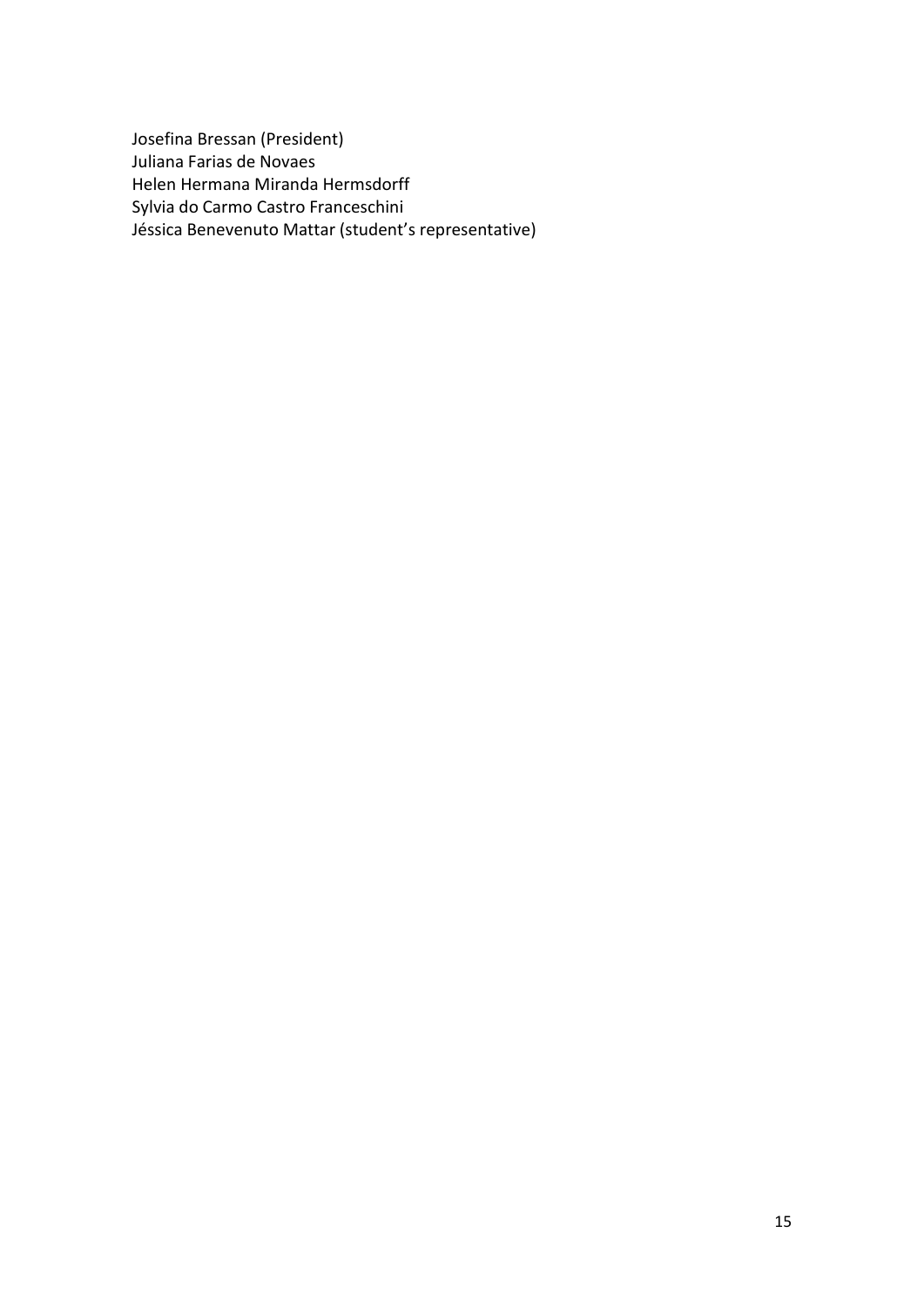Josefina Bressan (President)
Juliana Farias de Novaes
Helen Hermana Miranda Hermsdorff
Sylvia do Carmo Castro Franceschini
Jéssica Benevenuto Mattar (student's representative)